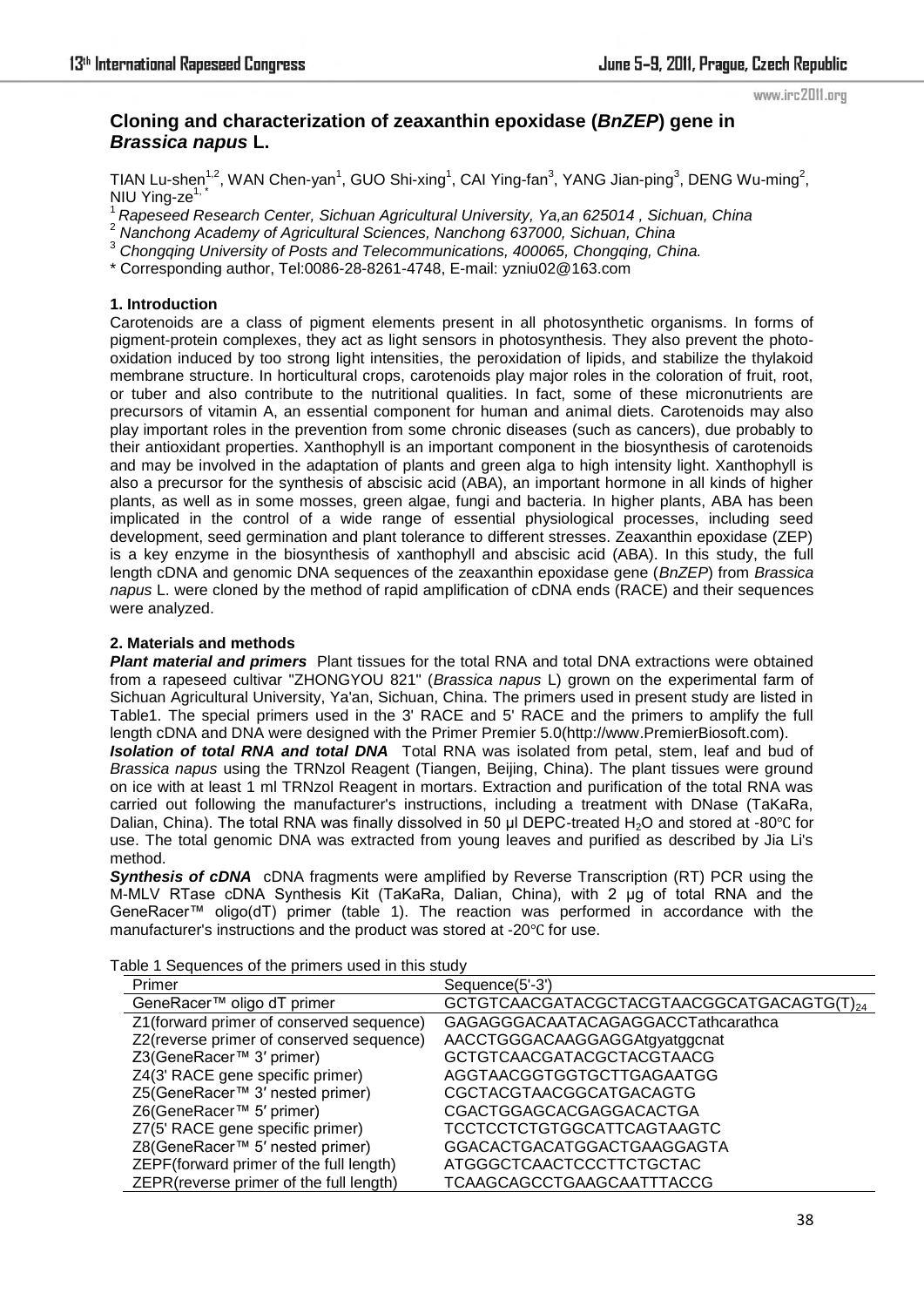# Cloning and characterization of zeaxanthin epoxidase (*BnZEP*) gene in *Brassica napus* L.

TIAN Lu-shen[1,2], WAN Chen-yan[1], GUO Shi-xing[1], CAI Ying-fan[3], YANG Jian-ping[3], DENG Wu-ming[2], NIU Ying-ze[1,*]

[1] *Rapeseed Research Center, Sichuan Agricultural University, Ya,an 625014 , Sichuan, China*

[2] *Nanchong Academy of Agricultural Sciences, Nanchong 637000, Sichuan, China*

[3] *Chongqing University of Posts and Telecommunications, 400065, Chongqing, China.*

* Corresponding author, Tel:0086-28-8261-4748, E-mail: yzniu02@163.com

## 1. Introduction

Carotenoids are a class of pigment elements present in all photosynthetic organisms. In forms of pigment-protein complexes, they act as light sensors in photosynthesis. They also prevent the photo-oxidation induced by too strong light intensities, the peroxidation of lipids, and stabilize the thylakoid membrane structure. In horticultural crops, carotenoids play major roles in the coloration of fruit, root, or tuber and also contribute to the nutritional qualities. In fact, some of these micronutrients are precursors of vitamin A, an essential component for human and animal diets. Carotenoids may also play important roles in the prevention from some chronic diseases (such as cancers), due probably to their antioxidant properties. Xanthophyll is an important component in the biosynthesis of carotenoids and may be involved in the adaptation of plants and green alga to high intensity light. Xanthophyll is also a precursor for the synthesis of abscisic acid (ABA), an important hormone in all kinds of higher plants, as well as in some mosses, green algae, fungi and bacteria. In higher plants, ABA has been implicated in the control of a wide range of essential physiological processes, including seed development, seed germination and plant tolerance to different stresses. Zeaxanthin epoxidase (ZEP) is a key enzyme in the biosynthesis of xanthophyll and abscisic acid (ABA). In this study, the full length cDNA and genomic DNA sequences of the zeaxanthin epoxidase gene (*BnZEP*) from *Brassica napus* L. were cloned by the method of rapid amplification of cDNA ends (RACE) and their sequences were analyzed.

## 2. Materials and methods

***Plant material and primers*** Plant tissues for the total RNA and total DNA extractions were obtained from a rapeseed cultivar "ZHONGYOU 821" (*Brassica napus* L) grown on the experimental farm of Sichuan Agricultural University, Ya'an, Sichuan, China. The primers used in present study are listed in Table1. The special primers used in the 3' RACE and 5' RACE and the primers to amplify the full length cDNA and DNA were designed with the Primer Premier 5.0(http://www.PremierBiosoft.com).

***Isolation of total RNA and total DNA*** Total RNA was isolated from petal, stem, leaf and bud of *Brassica napus* using the TRNzol Reagent (Tiangen, Beijing, China). The plant tissues were ground on ice with at least 1 ml TRNzol Reagent in mortars. Extraction and purification of the total RNA was carried out following the manufacturer's instructions, including a treatment with DNase (TaKaRa, Dalian, China). The total RNA was finally dissolved in 50 μl DEPC-treated $H_2O$ and stored at -80℃ for use. The total genomic DNA was extracted from young leaves and purified as described by Jia Li's method.

***Synthesis of cDNA*** cDNA fragments were amplified by Reverse Transcription (RT) PCR using the M-MLV RTase cDNA Synthesis Kit (TaKaRa, Dalian, China), with 2 μg of total RNA and the GeneRacer™ oligo(dT) primer (table 1). The reaction was performed in accordance with the manufacturer's instructions and the product was stored at -20℃ for use.

Table 1 Sequences of the primers used in this study

| Primer | Sequence(5'-3') |
|---|---|
| GeneRacer™ oligo dT primer | GCTGTCAACGATACGCTACGTAACGGCATGACAGTG$(T)_{24}$ |
| Z1(forward primer of conserved sequence) | GAGAGGGACAATACAGAGGACCTathcarathca |
| Z2(reverse primer of conserved sequence) | AACCTGGGACAAGGAGGAtgyatggcnat |
| Z3(GeneRacer™ 3′ primer) | GCTGTCAACGATACGCTACGTAACG |
| Z4(3' RACE gene specific primer) | AGGTAACGGTGGTGCTTGAGAATGG |
| Z5(GeneRacer™ 3′ nested primer) | CGCTACGTAACGGCATGACAGTG |
| Z6(GeneRacer™ 5′ primer) | CGACTGGAGCACGAGGACACTGA |
| Z7(5' RACE gene specific primer) | TCCTCCTCTGTGGCATTCAGTAAGTC |
| Z8(GeneRacer™ 5′ nested primer) | GGACACTGACATGGACTGAAGGAGTA |
| ZEPF(forward primer of the full length) | ATGGGCTCAACTCCCTTCTGCTAC |
| ZEPR(reverse primer of the full length) | TCAAGCAGCCTGAAGCAATTTACCG |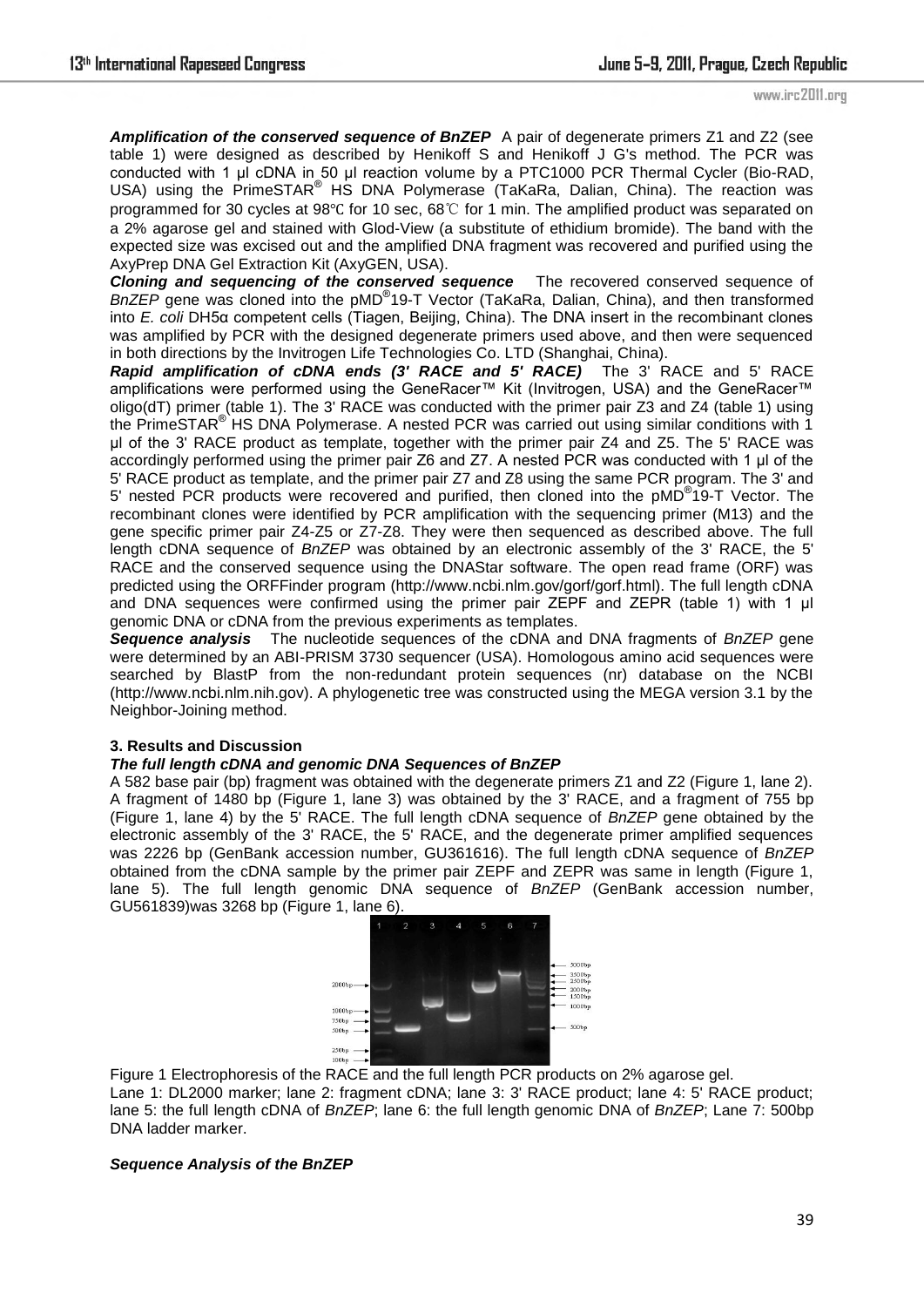***Amplification of the conserved sequence of BnZEP*** A pair of degenerate primers Z1 and Z2 (see table 1) were designed as described by Henikoff S and Henikoff J G's method. The PCR was conducted with 1 µl cDNA in 50 µl reaction volume by a PTC1000 PCR Thermal Cycler (Bio-RAD, USA) using the PrimeSTAR® HS DNA Polymerase (TaKaRa, Dalian, China). The reaction was programmed for 30 cycles at 98℃ for 10 sec, 68℃ for 1 min. The amplified product was separated on a 2% agarose gel and stained with Glod-View (a substitute of ethidium bromide). The band with the expected size was excised out and the amplified DNA fragment was recovered and purified using the AxyPrep DNA Gel Extraction Kit (AxyGEN, USA).

***Cloning and sequencing of the conserved sequence*** The recovered conserved sequence of *BnZEP* gene was cloned into the pMD®19-T Vector (TaKaRa, Dalian, China), and then transformed into *E. coli* DH5α competent cells (Tiagen, Beijing, China). The DNA insert in the recombinant clones was amplified by PCR with the designed degenerate primers used above, and then were sequenced in both directions by the Invitrogen Life Technologies Co. LTD (Shanghai, China).

***Rapid amplification of cDNA ends (3' RACE and 5' RACE)*** The 3' RACE and 5' RACE amplifications were performed using the GeneRacer™ Kit (Invitrogen, USA) and the GeneRacer™ oligo(dT) primer (table 1). The 3' RACE was conducted with the primer pair Z3 and Z4 (table 1) using the PrimeSTAR® HS DNA Polymerase. A nested PCR was carried out using similar conditions with 1 µl of the 3' RACE product as template, together with the primer pair Z4 and Z5. The 5' RACE was accordingly performed using the primer pair Z6 and Z7. A nested PCR was conducted with 1 µl of the 5' RACE product as template, and the primer pair Z7 and Z8 using the same PCR program. The 3' and 5' nested PCR products were recovered and purified, then cloned into the pMD®19-T Vector. The recombinant clones were identified by PCR amplification with the sequencing primer (M13) and the gene specific primer pair Z4-Z5 or Z7-Z8. They were then sequenced as described above. The full length cDNA sequence of *BnZEP* was obtained by an electronic assembly of the 3' RACE, the 5' RACE and the conserved sequence using the DNAStar software. The open read frame (ORF) was predicted using the ORFFinder program (http://www.ncbi.nlm.gov/gorf/gorf.html). The full length cDNA and DNA sequences were confirmed using the primer pair ZEPF and ZEPR (table 1) with 1 µl genomic DNA or cDNA from the previous experiments as templates.

***Sequence analysis*** The nucleotide sequences of the cDNA and DNA fragments of *BnZEP* gene were determined by an ABI-PRISM 3730 sequencer (USA). Homologous amino acid sequences were searched by BlastP from the non-redundant protein sequences (nr) database on the NCBI (http://www.ncbi.nlm.nih.gov). A phylogenetic tree was constructed using the MEGA version 3.1 by the Neighbor-Joining method.

### 3. Results and Discussion

***The full length cDNA and genomic DNA Sequences of BnZEP***

A 582 base pair (bp) fragment was obtained with the degenerate primers Z1 and Z2 (Figure 1, lane 2). A fragment of 1480 bp (Figure 1, lane 3) was obtained by the 3' RACE, and a fragment of 755 bp (Figure 1, lane 4) by the 5' RACE. The full length cDNA sequence of *BnZEP* gene obtained by the electronic assembly of the 3' RACE, the 5' RACE, and the degenerate primer amplified sequences was 2226 bp (GenBank accession number, GU361616). The full length cDNA sequence of *BnZEP* obtained from the cDNA sample by the primer pair ZEPF and ZEPR was same in length (Figure 1, lane 5). The full length genomic DNA sequence of *BnZEP* (GenBank accession number, GU561839)was 3268 bp (Figure 1, lane 6).

Figure 1 Electrophoresis of the RACE and the full length PCR products on 2% agarose gel.
Lane 1: DL2000 marker; lane 2: fragment cDNA; lane 3: 3' RACE product; lane 4: 5' RACE product; lane 5: the full length cDNA of *BnZEP*; lane 6: the full length genomic DNA of *BnZEP*; Lane 7: 500bp DNA ladder marker.

***Sequence Analysis of the BnZEP***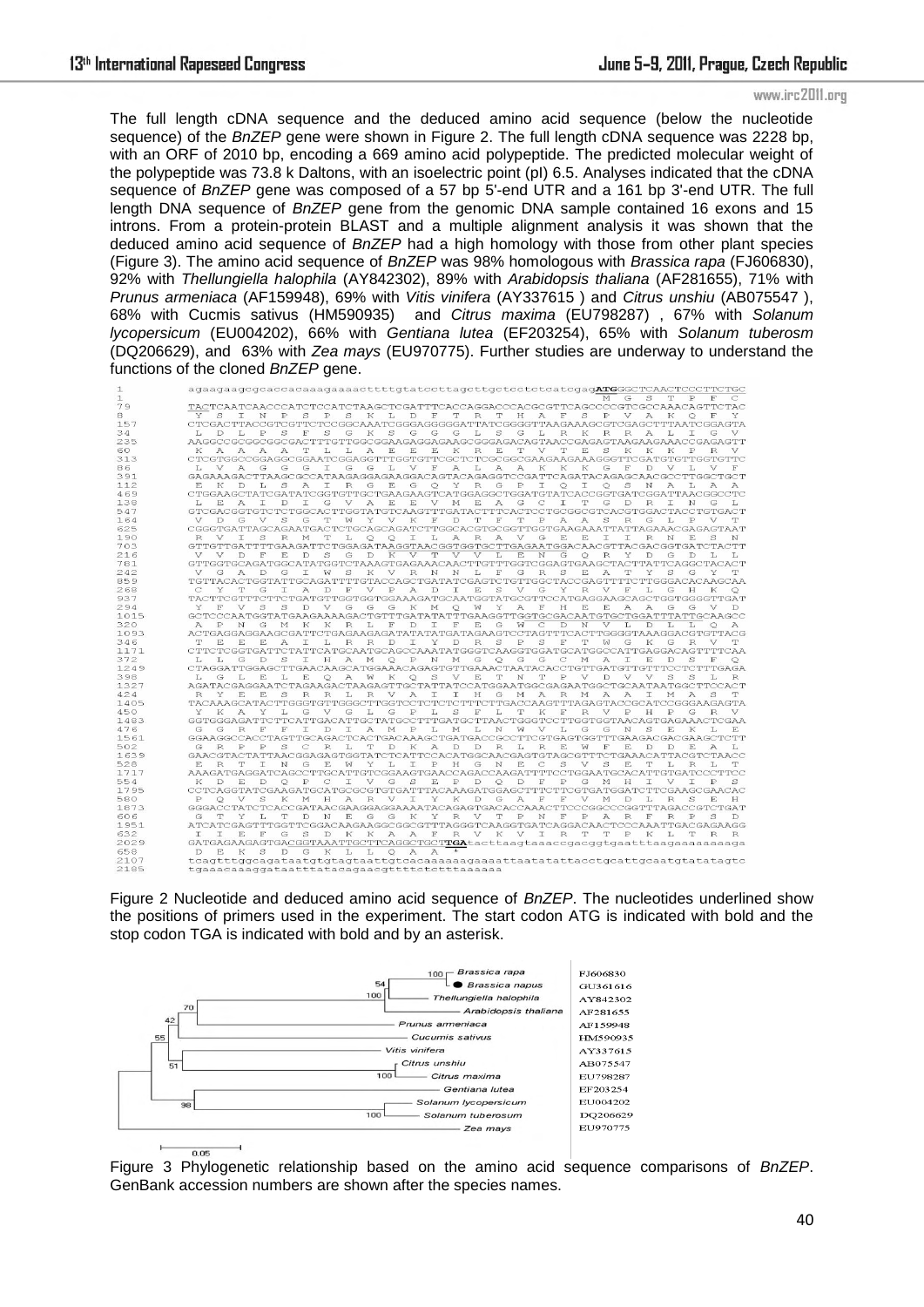The full length cDNA sequence and the deduced amino acid sequence (below the nucleotide sequence) of the *BnZEP* gene were shown in Figure 2. The full length cDNA sequence was 2228 bp, with an ORF of 2010 bp, encoding a 669 amino acid polypeptide. The predicted molecular weight of the polypeptide was 73.8 k Daltons, with an isoelectric point (pI) 6.5. Analyses indicated that the cDNA sequence of *BnZEP* gene was composed of a 57 bp 5'-end UTR and a 161 bp 3'-end UTR. The full length DNA sequence of *BnZEP* gene from the genomic DNA sample contained 16 exons and 15 introns. From a protein-protein BLAST and a multiple alignment analysis it was shown that the deduced amino acid sequence of *BnZEP* had a high homology with those from other plant species (Figure 3). The amino acid sequence of *BnZEP* was 98% homologous with *Brassica rapa* (FJ606830), 92% with *Thellungiella halophila* (AY842302), 89% with *Arabidopsis thaliana* (AF281655), 71% with *Prunus armeniaca* (AF159948), 69% with *Vitis vinifera* (AY337615 ) and *Citrus unshiu* (AB075547 ), 68% with Cucmis sativus (HM590935) and *Citrus maxima* (EU798287) , 67% with *Solanum lycopersicum* (EU004202), 66% with *Gentiana lutea* (EF203254), 65% with *Solanum tuberosm* (DQ206629), and 63% with *Zea mays* (EU970775). Further studies are underway to understand the functions of the cloned *BnZEP* gene.

Figure 2 Nucleotide and deduced amino acid sequence of *BnZEP*. The nucleotides underlined show the positions of primers used in the experiment. The start codon ATG is indicated with bold and the stop codon TGA is indicated with bold and by an asterisk.

Figure 3 Phylogenetic relationship based on the amino acid sequence comparisons of *BnZEP*. GenBank accession numbers are shown after the species names.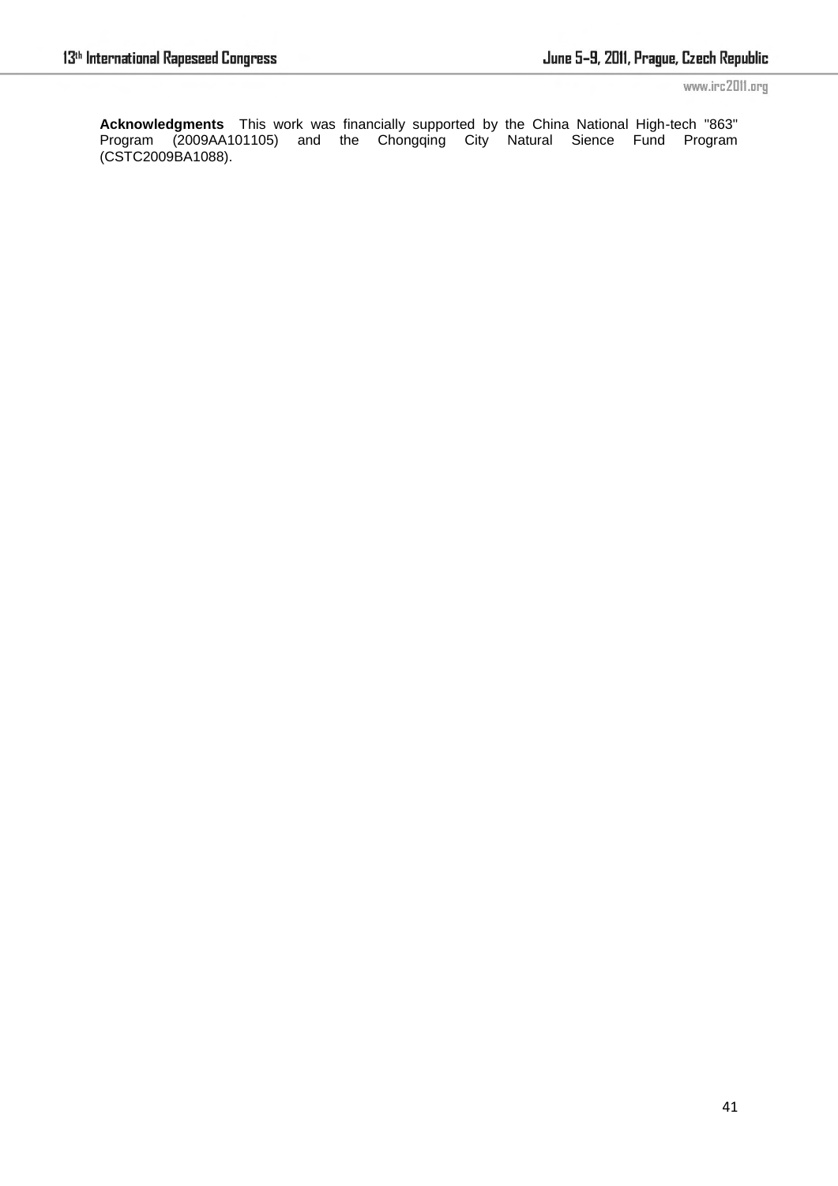**Acknowledgments** This work was financially supported by the China National High-tech "863" Program (2009AA101105) and the Chongqing City Natural Sience Fund Program (CSTC2009BA1088).